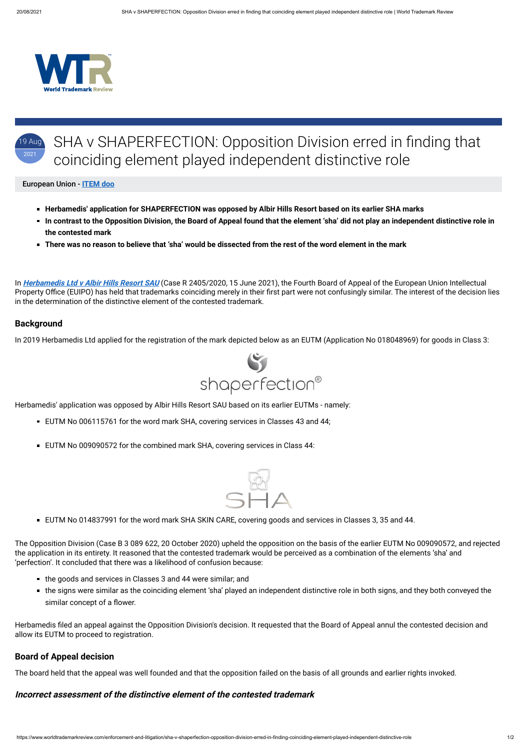# SHA v SHAPERFECTION: Opposition Division erred in finding that coinciding element played independent distinctive role

19 Aug 2021

**European Union - [ITEM doo]**

- **Herbamedis' application for SHAPERFECTION was opposed by Albir Hills Resort based on its earlier SHA marks**
- **In contrast to the Opposition Division, the Board of Appeal found that the element 'sha' did not play an independent distinctive role in the contested mark**
- **There was no reason to believe that 'sha' would be dissected from the rest of the word element in the mark**

In ***Herbamedis Ltd v Albir Hills Resort SAU*** (Case R 2405/2020, 15 June 2021), the Fourth Board of Appeal of the European Union Intellectual Property Office (EUIPO) has held that trademarks coinciding merely in their first part were not confusingly similar. The interest of the decision lies in the determination of the distinctive element of the contested trademark.

## Background

In 2019 Herbamedis Ltd applied for the registration of the mark depicted below as an EUTM (Application No 018048969) for goods in Class 3:

shaperfection®

Herbamedis' application was opposed by Albir Hills Resort SAU based on its earlier EUTMs - namely:

- EUTM No 006115761 for the word mark SHA, covering services in Classes 43 and 44;
- EUTM No 009090572 for the combined mark SHA, covering services in Class 44:

SHA

- EUTM No 014837991 for the word mark SHA SKIN CARE, covering goods and services in Classes 3, 35 and 44.

The Opposition Division (Case B 3 089 622, 20 October 2020) upheld the opposition on the basis of the earlier EUTM No 009090572, and rejected the application in its entirety. It reasoned that the contested trademark would be perceived as a combination of the elements 'sha' and 'perfection'. It concluded that there was a likelihood of confusion because:

- the goods and services in Classes 3 and 44 were similar; and
- the signs were similar as the coinciding element 'sha' played an independent distinctive role in both signs, and they both conveyed the similar concept of a flower.

Herbamedis filed an appeal against the Opposition Division's decision. It requested that the Board of Appeal annul the contested decision and allow its EUTM to proceed to registration.

## Board of Appeal decision

The board held that the appeal was well founded and that the opposition failed on the basis of all grounds and earlier rights invoked.

### *Incorrect assessment of the distinctive element of the contested trademark*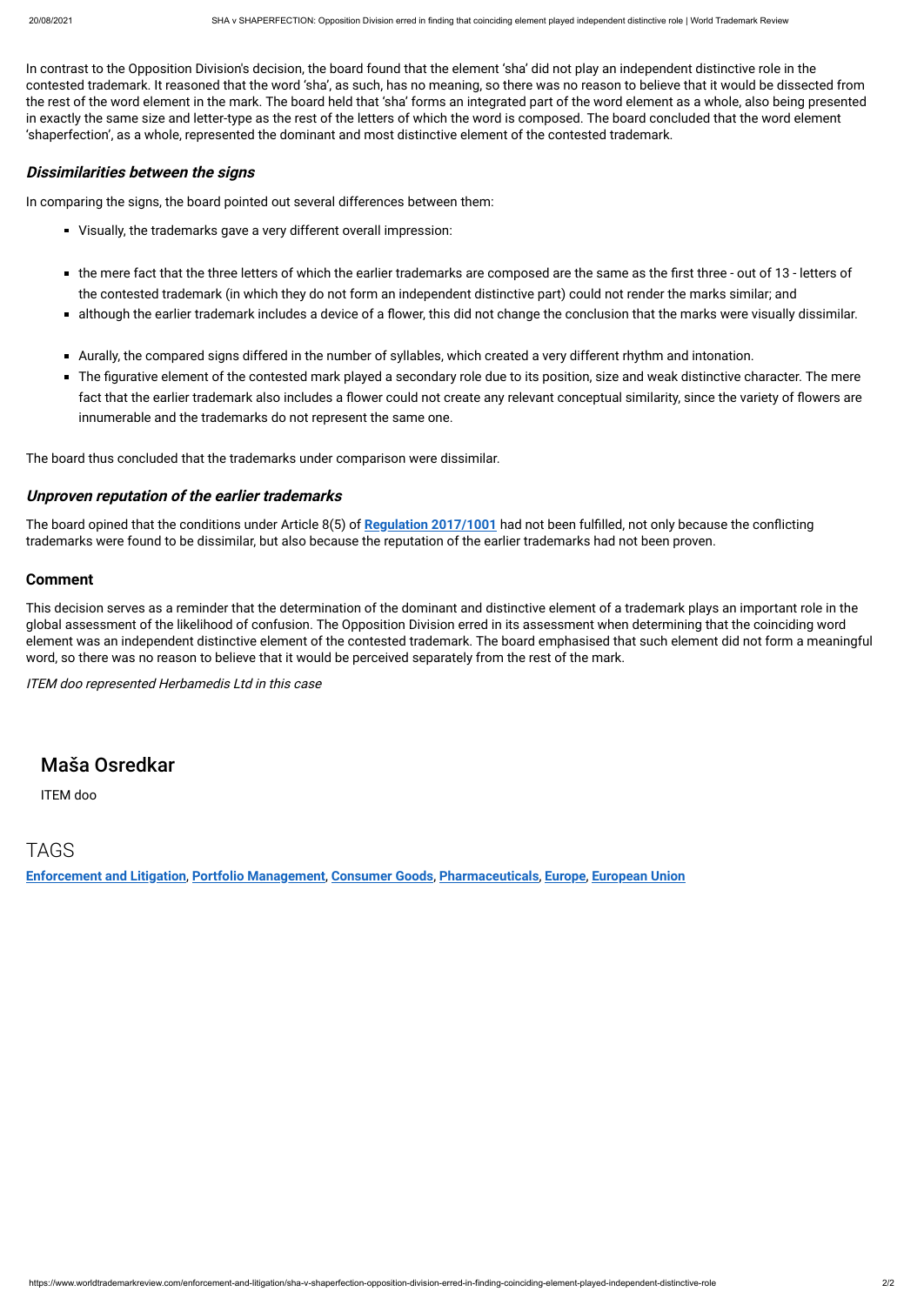In contrast to the Opposition Division's decision, the board found that the element 'sha' did not play an independent distinctive role in the contested trademark. It reasoned that the word 'sha', as such, has no meaning, so there was no reason to believe that it would be dissected from the rest of the word element in the mark. The board held that 'sha' forms an integrated part of the word element as a whole, also being presented in exactly the same size and letter-type as the rest of the letters of which the word is composed. The board concluded that the word element 'shaperfection', as a whole, represented the dominant and most distinctive element of the contested trademark.

### *Dissimilarities between the signs*

In comparing the signs, the board pointed out several differences between them:

- Visually, the trademarks gave a very different overall impression:

- the mere fact that the three letters of which the earlier trademarks are composed are the same as the first three - out of 13 - letters of the contested trademark (in which they do not form an independent distinctive part) could not render the marks similar; and
- although the earlier trademark includes a device of a flower, this did not change the conclusion that the marks were visually dissimilar.

- Aurally, the compared signs differed in the number of syllables, which created a very different rhythm and intonation.
- The figurative element of the contested mark played a secondary role due to its position, size and weak distinctive character. The mere fact that the earlier trademark also includes a flower could not create any relevant conceptual similarity, since the variety of flowers are innumerable and the trademarks do not represent the same one.

The board thus concluded that the trademarks under comparison were dissimilar.

### *Unproven reputation of the earlier trademarks*

The board opined that the conditions under Article 8(5) of **Regulation 2017/1001** had not been fulfilled, not only because the conflicting trademarks were found to be dissimilar, but also because the reputation of the earlier trademarks had not been proven.

### Comment

This decision serves as a reminder that the determination of the dominant and distinctive element of a trademark plays an important role in the global assessment of the likelihood of confusion. The Opposition Division erred in its assessment when determining that the coinciding word element was an independent distinctive element of the contested trademark. The board emphasised that such element did not form a meaningful word, so there was no reason to believe that it would be perceived separately from the rest of the mark.

*ITEM doo represented Herbamedis Ltd in this case*

## Maša Osredkar

ITEM doo

## TAGS

**Enforcement and Litigation**, **Portfolio Management**, **Consumer Goods**, **Pharmaceuticals**, **Europe**, **European Union**